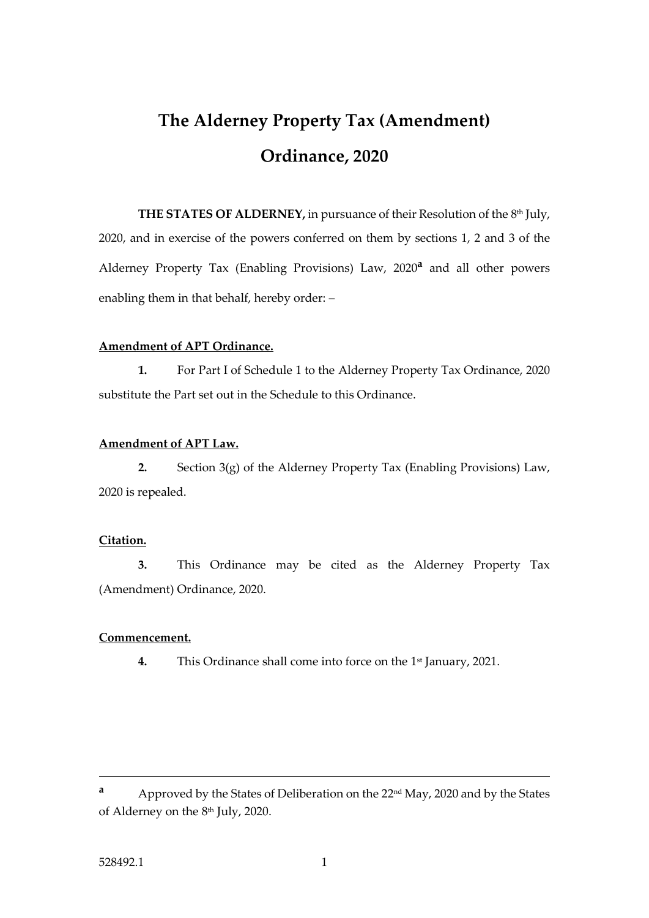# The Alderney Property Tax (Amendment) Ordinance, 2020

**THE STATES OF ALDERNEY,** in pursuance of their Resolution of the 8th July, 2020, and in exercise of the powers conferred on them by sections 1, 2 and 3 of the Alderney Property Tax (Enabling Provisions) Law, 2020[a] and all other powers enabling them in that behalf, hereby order: –

**Amendment of APT Ordinance.**

**1.** For Part I of Schedule 1 to the Alderney Property Tax Ordinance, 2020 substitute the Part set out in the Schedule to this Ordinance.

**Amendment of APT Law.**

**2.** Section 3(g) of the Alderney Property Tax (Enabling Provisions) Law, 2020 is repealed.

**Citation.**

**3.** This Ordinance may be cited as the Alderney Property Tax (Amendment) Ordinance, 2020.

**Commencement.**

**4.** This Ordinance shall come into force on the 1st January, 2021.

---

[a] Approved by the States of Deliberation on the 22nd May, 2020 and by the States of Alderney on the 8th July, 2020.

528492.1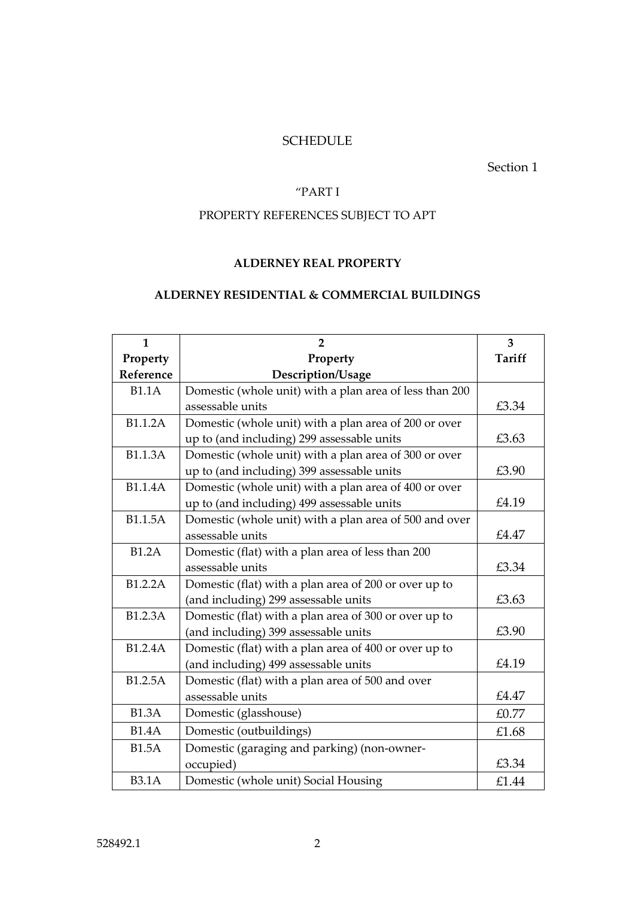SCHEDULE

Section 1

"PART I

PROPERTY REFERENCES SUBJECT TO APT

**ALDERNEY REAL PROPERTY**

**ALDERNEY RESIDENTIAL & COMMERCIAL BUILDINGS**

| 1<br>Property Reference | 2<br>Property Description/Usage | 3<br>Tariff |
|---|---|---|
| B1.1A | Domestic (whole unit) with a plan area of less than 200 assessable units | £3.34 |
| B1.1.2A | Domestic (whole unit) with a plan area of 200 or over up to (and including) 299 assessable units | £3.63 |
| B1.1.3A | Domestic (whole unit) with a plan area of 300 or over up to (and including) 399 assessable units | £3.90 |
| B1.1.4A | Domestic (whole unit) with a plan area of 400 or over up to (and including) 499 assessable units | £4.19 |
| B1.1.5A | Domestic (whole unit) with a plan area of 500 and over assessable units | £4.47 |
| B1.2A | Domestic (flat) with a plan area of less than 200 assessable units | £3.34 |
| B1.2.2A | Domestic (flat) with a plan area of 200 or over up to (and including) 299 assessable units | £3.63 |
| B1.2.3A | Domestic (flat) with a plan area of 300 or over up to (and including) 399 assessable units | £3.90 |
| B1.2.4A | Domestic (flat) with a plan area of 400 or over up to (and including) 499 assessable units | £4.19 |
| B1.2.5A | Domestic (flat) with a plan area of 500 and over assessable units | £4.47 |
| B1.3A | Domestic (glasshouse) | £0.77 |
| B1.4A | Domestic (outbuildings) | £1.68 |
| B1.5A | Domestic (garaging and parking) (non-owner-occupied) | £3.34 |
| B3.1A | Domestic (whole unit) Social Housing | £1.44 |

528492.1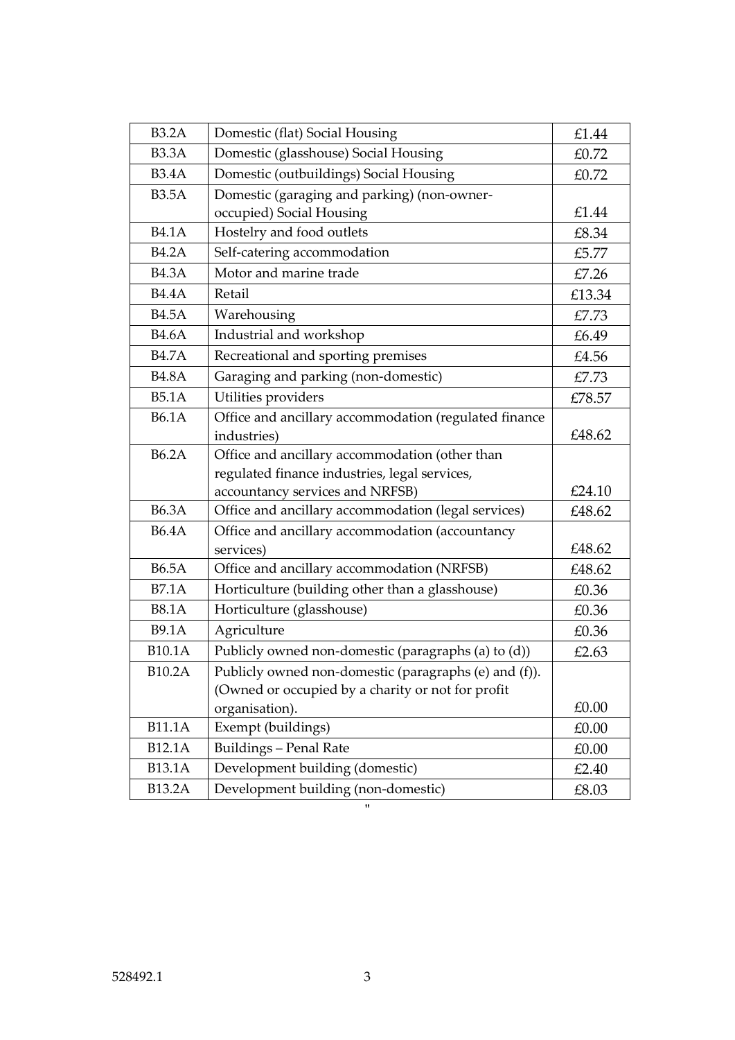| | | |
|---|---|---|
| B3.2A | Domestic (flat) Social Housing | £1.44 |
| B3.3A | Domestic (glasshouse) Social Housing | £0.72 |
| B3.4A | Domestic (outbuildings) Social Housing | £0.72 |
| B3.5A | Domestic (garaging and parking) (non-owner-occupied) Social Housing | £1.44 |
| B4.1A | Hostelry and food outlets | £8.34 |
| B4.2A | Self-catering accommodation | £5.77 |
| B4.3A | Motor and marine trade | £7.26 |
| B4.4A | Retail | £13.34 |
| B4.5A | Warehousing | £7.73 |
| B4.6A | Industrial and workshop | £6.49 |
| B4.7A | Recreational and sporting premises | £4.56 |
| B4.8A | Garaging and parking (non-domestic) | £7.73 |
| B5.1A | Utilities providers | £78.57 |
| B6.1A | Office and ancillary accommodation (regulated finance industries) | £48.62 |
| B6.2A | Office and ancillary accommodation (other than regulated finance industries, legal services, accountancy services and NRFSB) | £24.10 |
| B6.3A | Office and ancillary accommodation (legal services) | £48.62 |
| B6.4A | Office and ancillary accommodation (accountancy services) | £48.62 |
| B6.5A | Office and ancillary accommodation (NRFSB) | £48.62 |
| B7.1A | Horticulture (building other than a glasshouse) | £0.36 |
| B8.1A | Horticulture (glasshouse) | £0.36 |
| B9.1A | Agriculture | £0.36 |
| B10.1A | Publicly owned non-domestic (paragraphs (a) to (d)) | £2.63 |
| B10.2A | Publicly owned non-domestic (paragraphs (e) and (f)). (Owned or occupied by a charity or not for profit organisation). | £0.00 |
| B11.1A | Exempt (buildings) | £0.00 |
| B12.1A | Buildings – Penal Rate | £0.00 |
| B13.1A | Development building (domestic) | £2.40 |
| B13.2A | Development building (non-domestic) | £8.03 |

"

528492.1